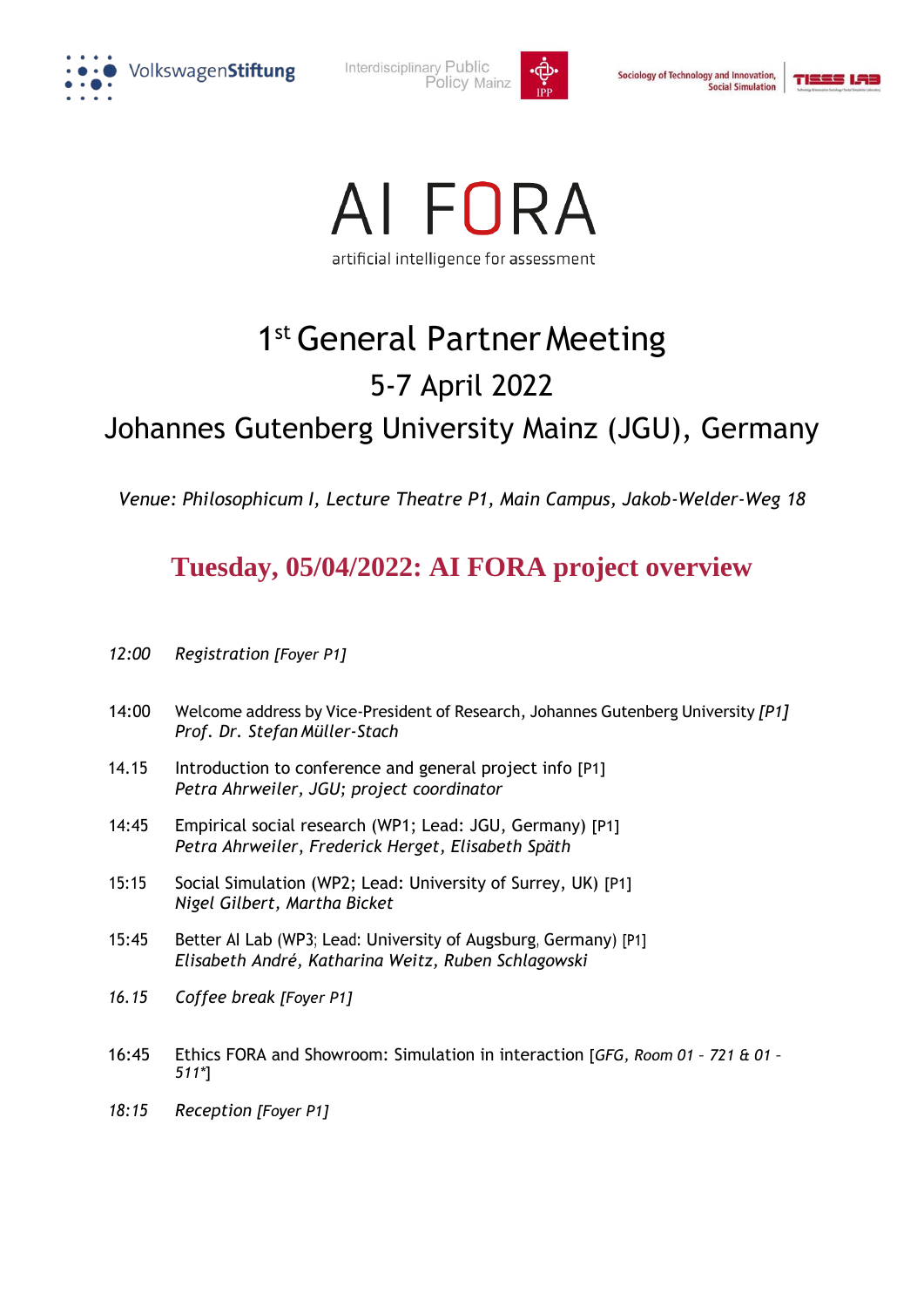VolkswagenStiftung    Interdisciplinary Public Policy Mainz    Sociology of Technology and Innovation, Social Simulation

# AI FORA

artificial intelligence for assessment

## 1st General Partner Meeting

## 5-7 April 2022

## Johannes Gutenberg University Mainz (JGU), Germany

*Venue: Philosophicum I, Lecture Theatre P1, Main Campus, Jakob-Welder-Weg 18*

## Tuesday, 05/04/2022: AI FORA project overview

*12:00* *Registration [Foyer P1]*

14:00 Welcome address by Vice-President of Research, Johannes Gutenberg University *[P1]*
*Prof. Dr. Stefan Müller-Stach*

14.15 Introduction to conference and general project info [P1]
*Petra Ahrweiler, JGU; project coordinator*

14:45 Empirical social research (WP1; Lead: JGU, Germany) [P1]
*Petra Ahrweiler, Frederick Herget, Elisabeth Späth*

15:15 Social Simulation (WP2; Lead: University of Surrey, UK) [P1]
*Nigel Gilbert, Martha Bicket*

15:45 Better AI Lab (WP3; Lead: University of Augsburg, Germany) [P1]
*Elisabeth André, Katharina Weitz, Ruben Schlagowski*

*16.15* *Coffee break [Foyer P1]*

16:45 Ethics FORA and Showroom: Simulation in interaction [*GFG, Room 01 – 721 & 01 – 511**]

*18:15* *Reception [Foyer P1]*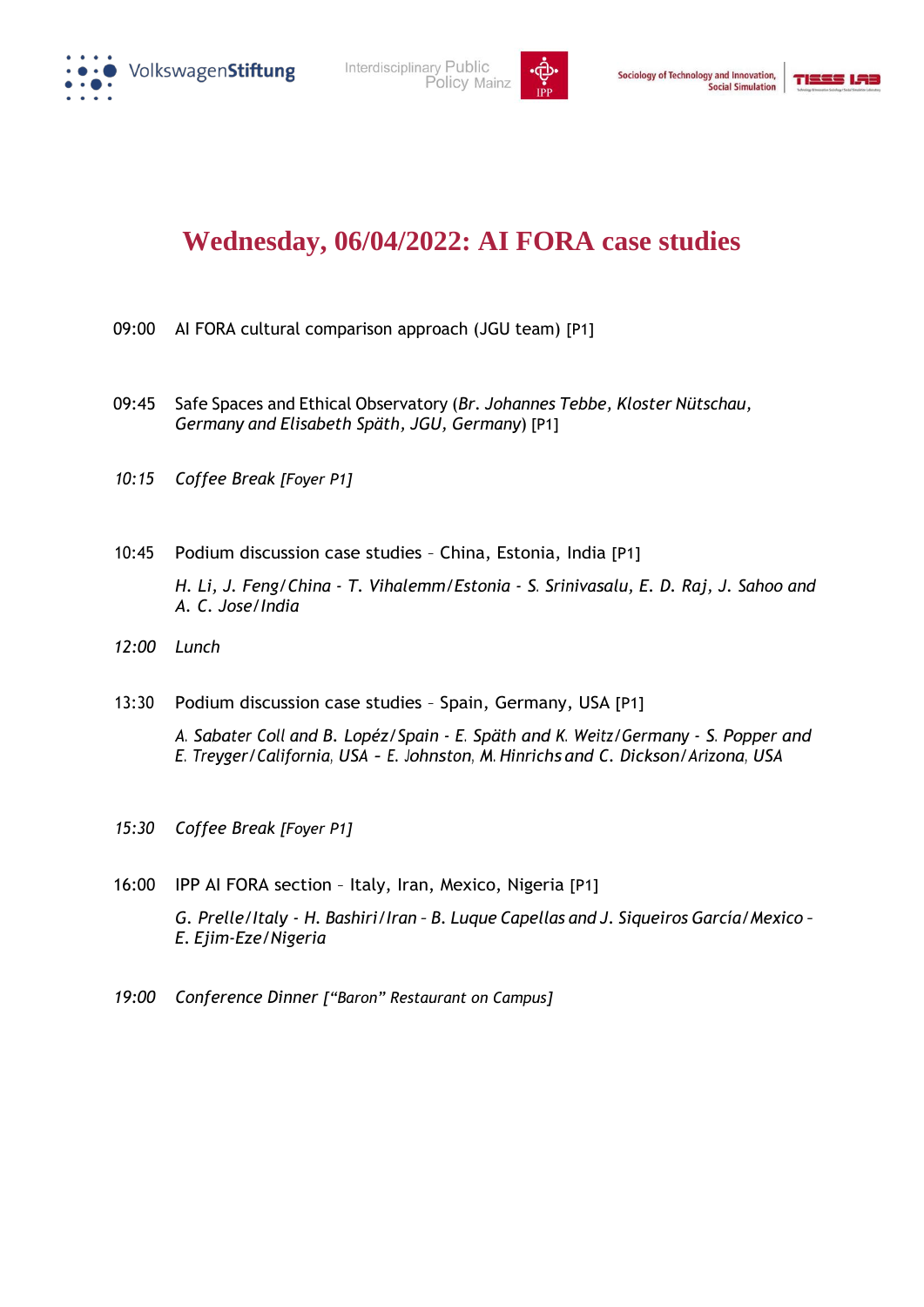# Wednesday, 06/04/2022: AI FORA case studies

09:00 AI FORA cultural comparison approach (JGU team) [P1]

09:45 Safe Spaces and Ethical Observatory (*Br. Johannes Tebbe, Kloster Nütschau, Germany and Elisabeth Späth, JGU, Germany*) [P1]

*10:15 Coffee Break [Foyer P1]*

10:45 Podium discussion case studies – China, Estonia, India [P1]

*H. Li, J. Feng/China - T. Vihalemm/Estonia - S. Srinivasalu, E. D. Raj, J. Sahoo and A. C. Jose/India*

*12:00 Lunch*

13:30 Podium discussion case studies – Spain, Germany, USA [P1]

*A. Sabater Coll and B. Lopéz/Spain - E. Späth and K. Weitz/Germany - S. Popper and E. Treyger/California, USA – E. Johnston, M. Hinrichs and C. Dickson/Arizona, USA*

*15:30 Coffee Break [Foyer P1]*

16:00 IPP AI FORA section – Italy, Iran, Mexico, Nigeria [P1]

*G. Prelle/Italy - H. Bashiri/Iran – B. Luque Capellas and J. Siqueiros García/Mexico – E. Ejim-Eze/Nigeria*

*19:00 Conference Dinner [“Baron” Restaurant on Campus]*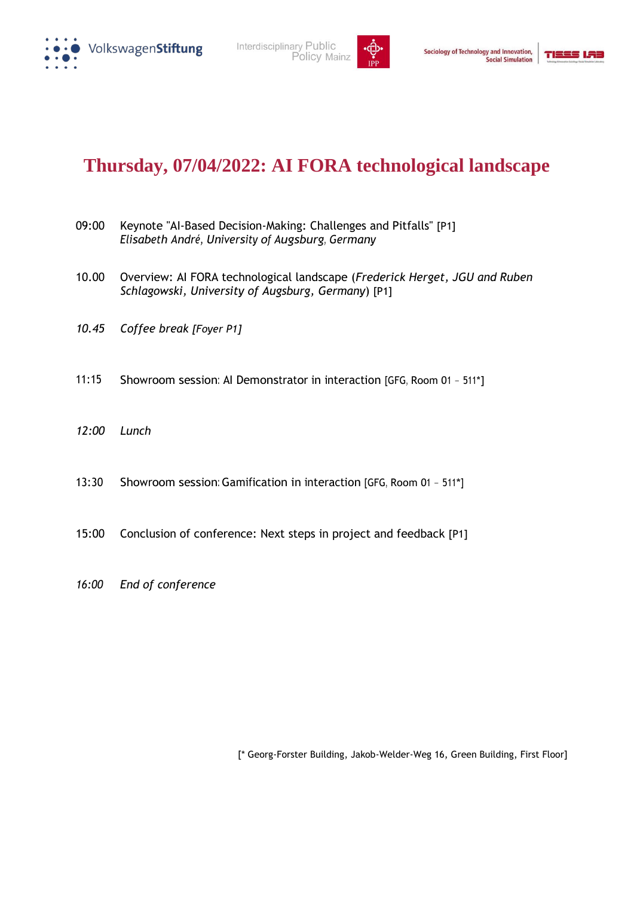# Thursday, 07/04/2022: AI FORA technological landscape

09:00 Keynote "AI-Based Decision-Making: Challenges and Pitfalls" [P1]
*Elisabeth André, University of Augsburg, Germany*

10.00 Overview: AI FORA technological landscape (*Frederick Herget, JGU and Ruben Schlagowski, University of Augsburg, Germany*) [P1]

*10.45 Coffee break [Foyer P1]*

11:15 Showroom session: AI Demonstrator in interaction [GFG, Room 01 – 511*]

*12:00 Lunch*

13:30 Showroom session: Gamification in interaction [GFG, Room 01 – 511*]

15:00 Conclusion of conference: Next steps in project and feedback [P1]

*16:00 End of conference*

[* Georg-Forster Building, Jakob-Welder-Weg 16, Green Building, First Floor]